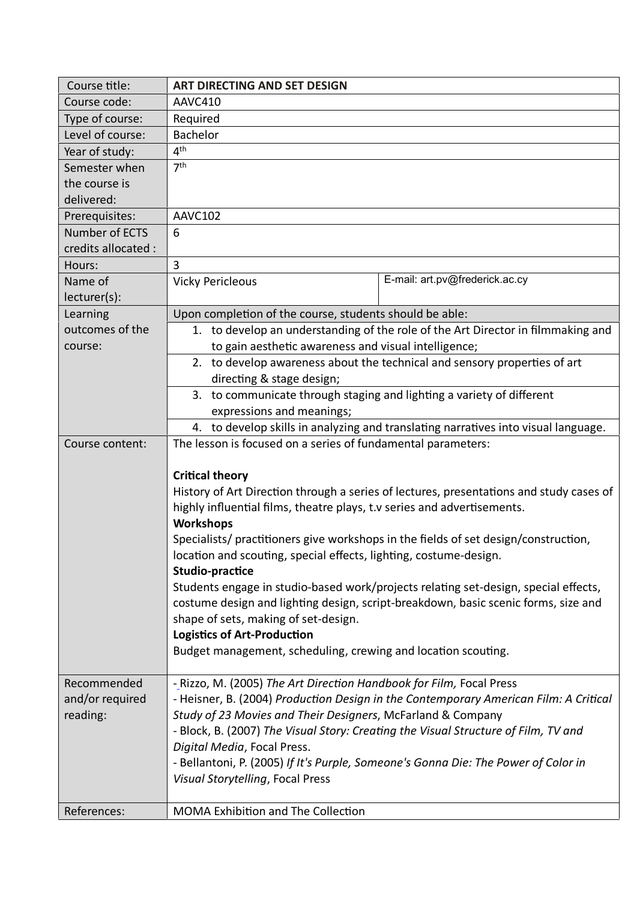| Course title: | **ART DIRECTING AND SET DESIGN** | |
|---|---|---|
| Course code: | AAVC410 | |
| Type of course: | Required | |
| Level of course: | Bachelor | |
| Year of study: | 4th | |
| Semester when the course is delivered: | 7th | |
| Prerequisites: | AAVC102 | |
| Number of ECTS credits allocated : | 6 | |
| Hours: | 3 | |
| Name of lecturer(s): | Vicky Pericleous | E-mail: art.pv@frederick.ac.cy |
| Learning outcomes of the course: | Upon completion of the course, students should be able:<br>1. to develop an understanding of the role of the Art Director in filmmaking and to gain aesthetic awareness and visual intelligence;<br>2. to develop awareness about the technical and sensory properties of art directing & stage design;<br>3. to communicate through staging and lighting a variety of different expressions and meanings;<br>4. to develop skills in analyzing and translating narratives into visual language. | |
| Course content: | The lesson is focused on a series of fundamental parameters:<br><br>**Critical theory**<br>History of Art Direction through a series of lectures, presentations and study cases of highly influential films, theatre plays, t.v series and advertisements.<br>**Workshops**<br>Specialists/ practitioners give workshops in the fields of set design/construction, location and scouting, special effects, lighting, costume-design.<br>**Studio-practice**<br>Students engage in studio-based work/projects relating set-design, special effects, costume design and lighting design, script-breakdown, basic scenic forms, size and shape of sets, making of set-design.<br>**Logistics of Art-Production**<br>Budget management, scheduling, crewing and location scouting. | |
| Recommended and/or required reading: | - Rizzo, M. (2005) *The Art Direction Handbook for Film,* Focal Press<br>- Heisner, B. (2004) *Production Design in the Contemporary American Film: A Critical Study of 23 Movies and Their Designers*, McFarland & Company<br>- Block, B. (2007) *The Visual Story: Creating the Visual Structure of Film, TV and Digital Media*, Focal Press.<br>- Bellantoni, P. (2005) *If It's Purple, Someone's Gonna Die: The Power of Color in Visual Storytelling*, Focal Press | |
| References: | MOMA Exhibition and The Collection | |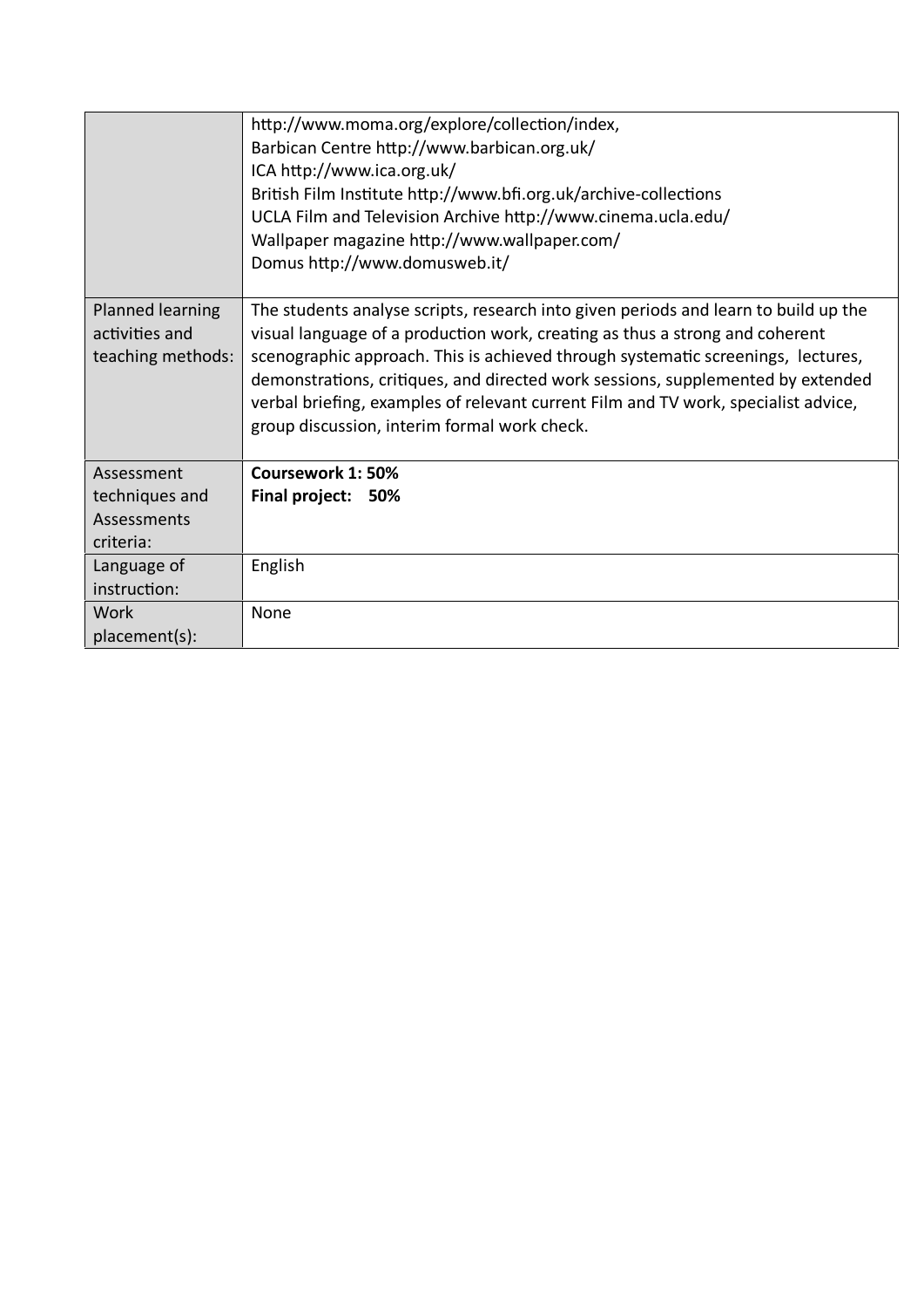| | |
|---|---|
| | http://www.moma.org/explore/collection/index,<br>Barbican Centre http://www.barbican.org.uk/<br>ICA http://www.ica.org.uk/<br>British Film Institute http://www.bfi.org.uk/archive-collections<br>UCLA Film and Television Archive http://www.cinema.ucla.edu/<br>Wallpaper magazine http://www.wallpaper.com/<br>Domus http://www.domusweb.it/ |
| Planned learning activities and teaching methods: | The students analyse scripts, research into given periods and learn to build up the visual language of a production work, creating as thus a strong and coherent scenographic approach. This is achieved through systematic screenings, lectures, demonstrations, critiques, and directed work sessions, supplemented by extended verbal briefing, examples of relevant current Film and TV work, specialist advice, group discussion, interim formal work check. |
| Assessment techniques and Assessments criteria: | **Coursework 1: 50%**<br>**Final project: 50%** |
| Language of instruction: | English |
| Work placement(s): | None |